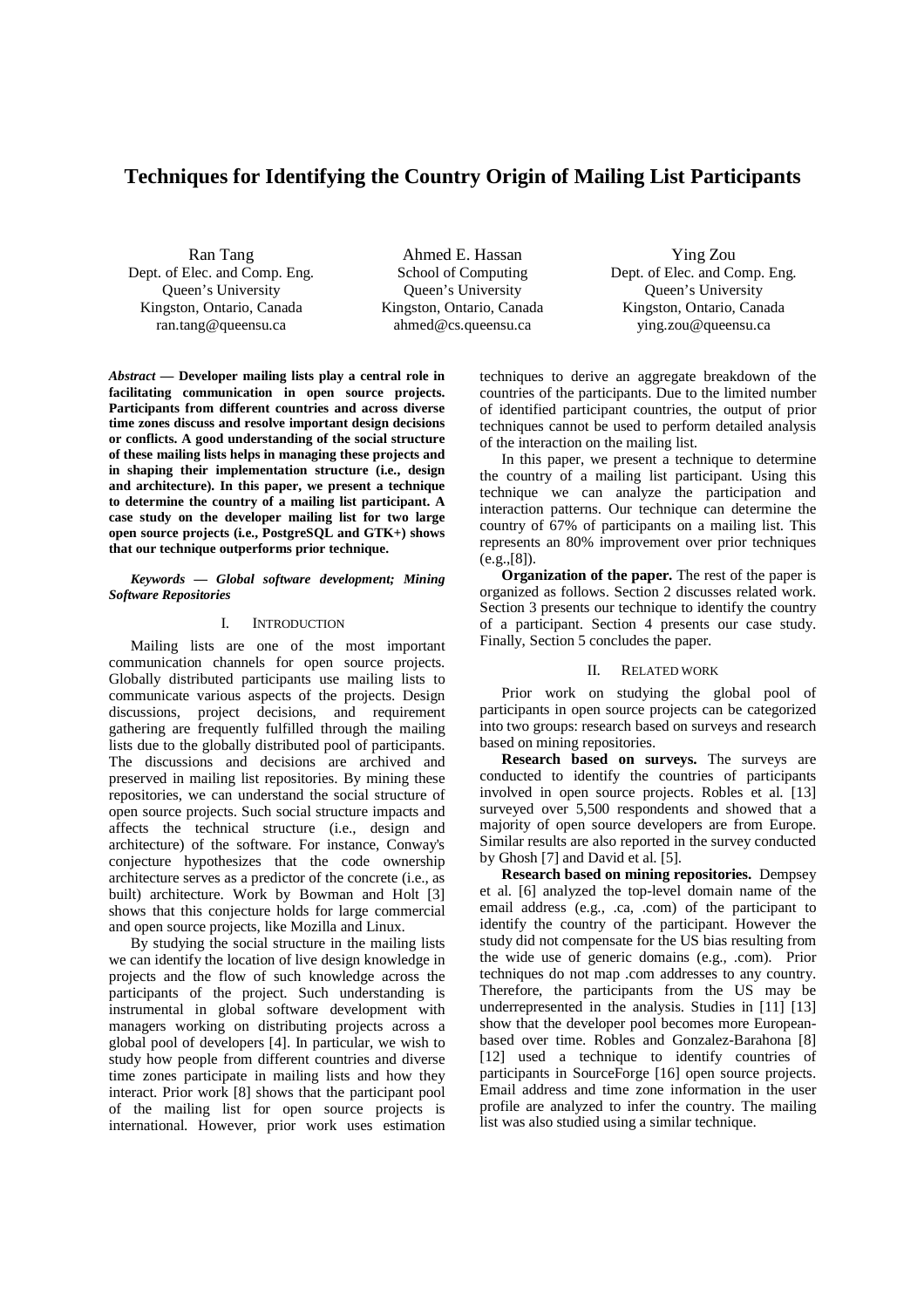# Techniques for Identifying the Country Origin of Mailing List Participants

Ran Tang
Dept. of Elec. and Comp. Eng.
Queen's University
Kingston, Ontario, Canada
ran.tang@queensu.ca

Ahmed E. Hassan
School of Computing
Queen's University
Kingston, Ontario, Canada
ahmed@cs.queensu.ca

Ying Zou
Dept. of Elec. and Comp. Eng.
Queen's University
Kingston, Ontario, Canada
ying.zou@queensu.ca

***Abstract*** **— Developer mailing lists play a central role in facilitating communication in open source projects. Participants from different countries and across diverse time zones discuss and resolve important design decisions or conflicts. A good understanding of the social structure of these mailing lists helps in managing these projects and in shaping their implementation structure (i.e., design and architecture). In this paper, we present a technique to determine the country of a mailing list participant. A case study on the developer mailing list for two large open source projects (i.e., PostgreSQL and GTK+) shows that our technique outperforms prior technique.**

***Keywords — Global software development; Mining Software Repositories***

## I. Introduction

Mailing lists are one of the most important communication channels for open source projects. Globally distributed participants use mailing lists to communicate various aspects of the projects. Design discussions, project decisions, and requirement gathering are frequently fulfilled through the mailing lists due to the globally distributed pool of participants. The discussions and decisions are archived and preserved in mailing list repositories. By mining these repositories, we can understand the social structure of open source projects. Such social structure impacts and affects the technical structure (i.e., design and architecture) of the software. For instance, Conway's conjecture hypothesizes that the code ownership architecture serves as a predictor of the concrete (i.e., as built) architecture. Work by Bowman and Holt [3] shows that this conjecture holds for large commercial and open source projects, like Mozilla and Linux.

By studying the social structure in the mailing lists we can identify the location of live design knowledge in projects and the flow of such knowledge across the participants of the project. Such understanding is instrumental in global software development with managers working on distributing projects across a global pool of developers [4]. In particular, we wish to study how people from different countries and diverse time zones participate in mailing lists and how they interact. Prior work [8] shows that the participant pool of the mailing list for open source projects is international. However, prior work uses estimation techniques to derive an aggregate breakdown of the countries of the participants. Due to the limited number of identified participant countries, the output of prior techniques cannot be used to perform detailed analysis of the interaction on the mailing list.

In this paper, we present a technique to determine the country of a mailing list participant. Using this technique we can analyze the participation and interaction patterns. Our technique can determine the country of 67% of participants on a mailing list. This represents an 80% improvement over prior techniques (e.g.,[8]).

**Organization of the paper.** The rest of the paper is organized as follows. Section 2 discusses related work. Section 3 presents our technique to identify the country of a participant. Section 4 presents our case study. Finally, Section 5 concludes the paper.

## II. Related Work

Prior work on studying the global pool of participants in open source projects can be categorized into two groups: research based on surveys and research based on mining repositories.

**Research based on surveys.** The surveys are conducted to identify the countries of participants involved in open source projects. Robles et al. [13] surveyed over 5,500 respondents and showed that a majority of open source developers are from Europe. Similar results are also reported in the survey conducted by Ghosh [7] and David et al. [5].

**Research based on mining repositories.** Dempsey et al. [6] analyzed the top-level domain name of the email address (e.g., .ca, .com) of the participant to identify the country of the participant. However the study did not compensate for the US bias resulting from the wide use of generic domains (e.g., .com). Prior techniques do not map .com addresses to any country. Therefore, the participants from the US may be underrepresented in the analysis. Studies in [11] [13] show that the developer pool becomes more European-based over time. Robles and Gonzalez-Barahona [8] [12] used a technique to identify countries of participants in SourceForge [16] open source projects. Email address and time zone information in the user profile are analyzed to infer the country. The mailing list was also studied using a similar technique.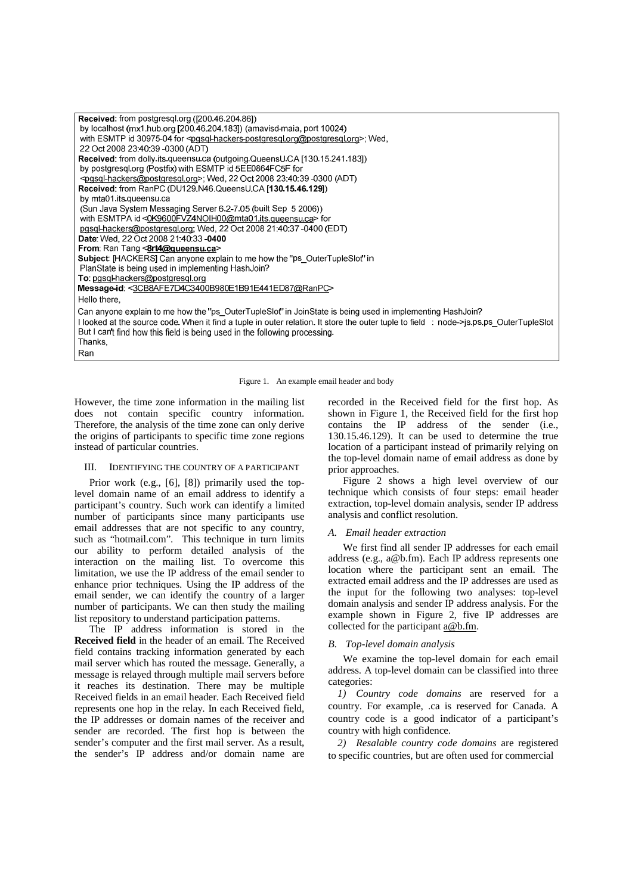```
Received: from postgresql.org ([200.46.204.86])
 by localhost (mx1.hub.org [200.46.204.183]) (amavisd-maia, port 10024)
 with ESMTP id 30975-04 for <pgsql-hackers-postgresql.org@postgresql.org>; Wed,
 22 Oct 2008 23:40:39 -0300 (ADT)
Received: from dolly.its.queensu.ca (outgoing.QueensU.CA [130.15.241.183])
 by postgresql.org (Postfix) with ESMTP id 5EE0864FC5F for
 <pgsql-hackers@postgresql.org>; Wed, 22 Oct 2008 23:40:39 -0300 (ADT)
Received: from RanPC (DU129.N46.QueensU.CA [130.15.46.129])
 by mta01.its.queensu.ca
 (Sun Java System Messaging Server 6.2-7.05 (built Sep 5 2006))
 with ESMTPA id <0K9600FVZ4NOIH00@mta01.its.queensu.ca> for
 pgsql-hackers@postgresql.org; Wed, 22 Oct 2008 21:40:37 -0400 (EDT)
Date: Wed, 22 Oct 2008 21:40:33 -0400
From: Ran Tang <8rt4@queensu.ca>
Subject: [HACKERS] Can anyone explain to me how the "ps_OuterTupleSlot" in
 PlanState is being used in implementing HashJoin?
To: pgsql-hackers@postgresql.org
Message-id: <3CB8AFE7D4C3400B980E1B91E441ED87@RanPC>
Hello there,
Can anyone explain to me how the "ps_OuterTupleSlot" in JoinState is being used in implementing HashJoin?
I looked at the source code. When it find a tuple in outer relation. It store the outer tuple to field : node->js.ps.ps_OuterTupleSlot
But I can't find how this field is being used in the following processing.
Thanks,
Ran
```

Figure 1. An example email header and body

However, the time zone information in the mailing list does not contain specific country information. Therefore, the analysis of the time zone can only derive the origins of participants to specific time zone regions instead of particular countries.

## III. IDENTIFYING THE COUNTRY OF A PARTICIPANT

Prior work (e.g., [6], [8]) primarily used the top-level domain name of an email address to identify a participant's country. Such work can identify a limited number of participants since many participants use email addresses that are not specific to any country, such as "hotmail.com". This technique in turn limits our ability to perform detailed analysis of the interaction on the mailing list. To overcome this limitation, we use the IP address of the email sender to enhance prior techniques. Using the IP address of the email sender, we can identify the country of a larger number of participants. We can then study the mailing list repository to understand participation patterns.

The IP address information is stored in the **Received field** in the header of an email. The Received field contains tracking information generated by each mail server which has routed the message. Generally, a message is relayed through multiple mail servers before it reaches its destination. There may be multiple Received fields in an email header. Each Received field represents one hop in the relay. In each Received field, the IP addresses or domain names of the receiver and sender are recorded. The first hop is between the sender's computer and the first mail server. As a result, the sender's IP address and/or domain name are recorded in the Received field for the first hop. As shown in Figure 1, the Received field for the first hop contains the IP address of the sender (i.e., 130.15.46.129). It can be used to determine the true location of a participant instead of primarily relying on the top-level domain name of email address as done by prior approaches.

Figure 2 shows a high level overview of our technique which consists of four steps: email header extraction, top-level domain analysis, sender IP address analysis and conflict resolution.

### *A. Email header extraction*

We first find all sender IP addresses for each email address (e.g., a@b.fm). Each IP address represents one location where the participant sent an email. The extracted email address and the IP addresses are used as the input for the following two analyses: top-level domain analysis and sender IP address analysis. For the example shown in Figure 2, five IP addresses are collected for the participant a@b.fm.

### *B. Top-level domain analysis*

We examine the top-level domain for each email address. A top-level domain can be classified into three categories:

*1) Country code domains* are reserved for a country. For example, .ca is reserved for Canada. A country code is a good indicator of a participant's country with high confidence.

*2) Resalable country code domains* are registered to specific countries, but are often used for commercial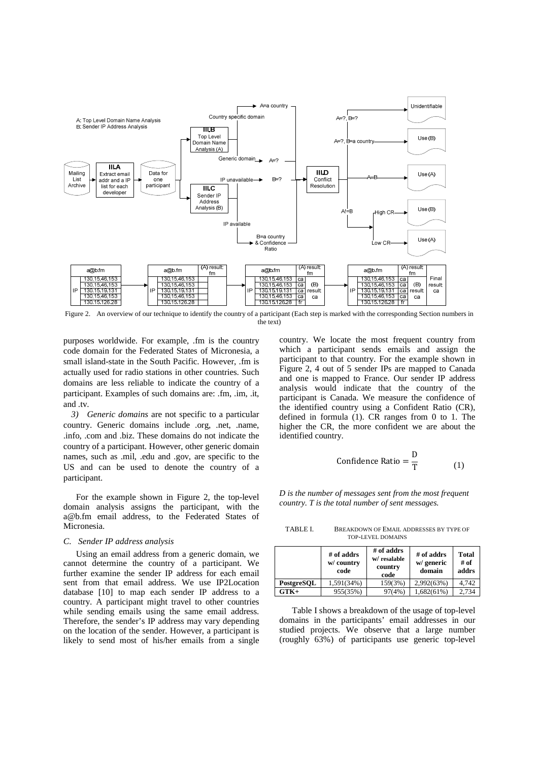Figure 2. An overview of our technique to identify the country of a participant (Each step is marked with the corresponding Section numbers in the text)

purposes worldwide. For example, .fm is the country code domain for the Federated States of Micronesia, a small island-state in the South Pacific. However, .fm is actually used for radio stations in other countries. Such domains are less reliable to indicate the country of a participant. Examples of such domains are: .fm, .im, .it, and .tv.

*3) Generic domains* are not specific to a particular country. Generic domains include .org, .net, .name, .info, .com and .biz. These domains do not indicate the country of a participant. However, other generic domain names, such as .mil, .edu and .gov, are specific to the US and can be used to denote the country of a participant.

For the example shown in Figure 2, the top-level domain analysis assigns the participant, with the a@b.fm email address, to the Federated States of Micronesia.

### C. Sender IP address analysis

Using an email address from a generic domain, we cannot determine the country of a participant. We further examine the sender IP address for each email sent from that email address. We use IP2Location database [10] to map each sender IP address to a country. A participant might travel to other countries while sending emails using the same email address. Therefore, the sender's IP address may vary depending on the location of the sender. However, a participant is likely to send most of his/her emails from a single country. We locate the most frequent country from which a participant sends emails and assign the participant to that country. For the example shown in Figure 2, 4 out of 5 sender IPs are mapped to Canada and one is mapped to France. Our sender IP address analysis would indicate that the country of the participant is Canada. We measure the confidence of the identified country using a Confident Ratio (CR), defined in formula (1). CR ranges from 0 to 1. The higher the CR, the more confident we are about the identified country.

$$\text{Confidence Ratio} = \frac{D}{T} \qquad (1)$$

*D is the number of messages sent from the most frequent country. T is the total number of sent messages.*

TABLE I. BREAKDOWN OF EMAIL ADDRESSES BY TYPE OF TOP-LEVEL DOMAINS

| | # of addrs w/ country code | # of addrs w/ resalable country code | # of addrs w/ generic domain | Total # of addrs |
|---|---|---|---|---|
| **PostgreSQL** | 1,591(34%) | 159(3%) | 2,992(63%) | 4,742 |
| **GTK+** | 955(35%) | 97(4%) | 1,682(61%) | 2,734 |

Table I shows a breakdown of the usage of top-level domains in the participants' email addresses in our studied projects. We observe that a large number (roughly 63%) of participants use generic top-level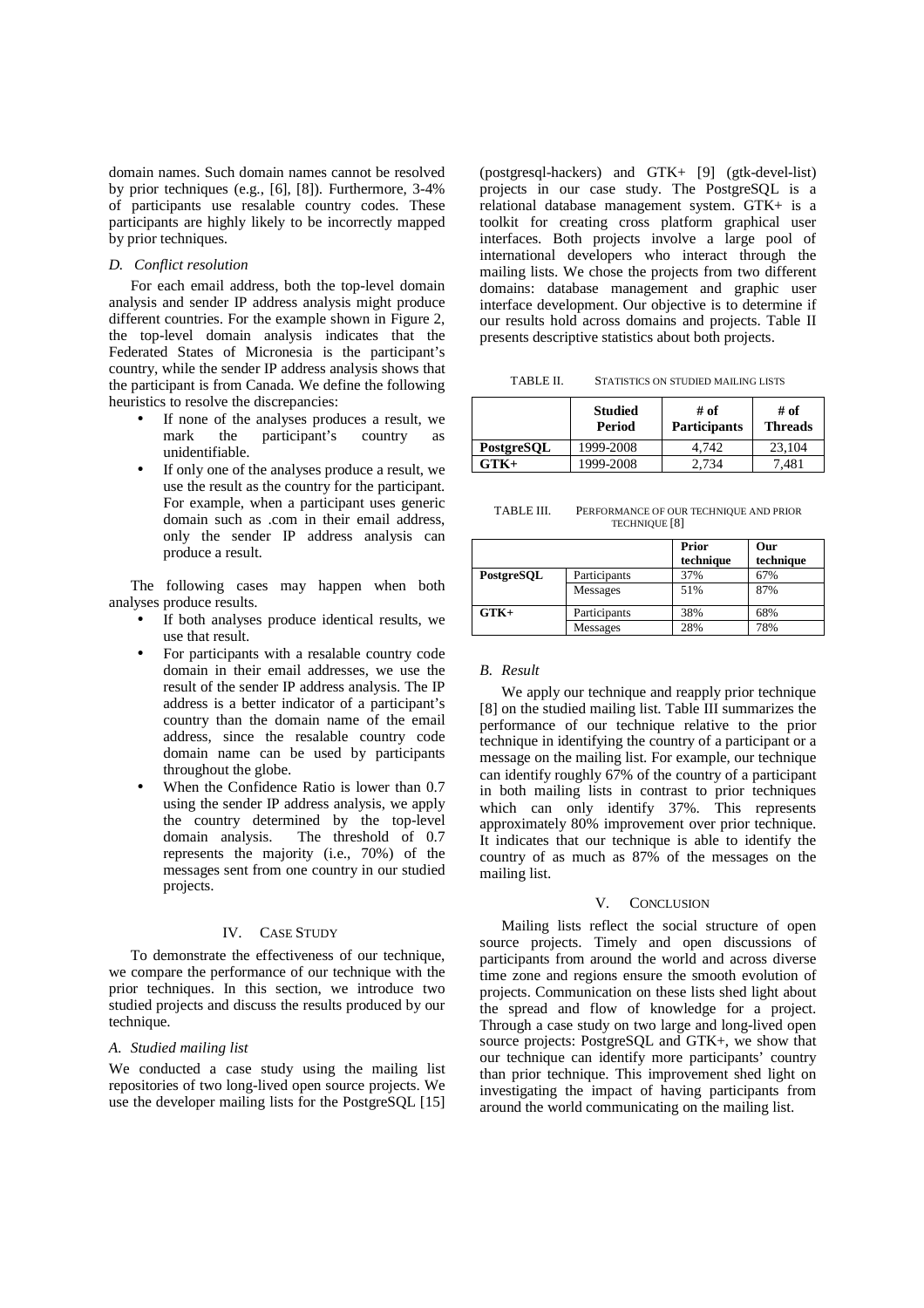domain names. Such domain names cannot be resolved by prior techniques (e.g., [6], [8]). Furthermore, 3-4% of participants use resalable country codes. These participants are highly likely to be incorrectly mapped by prior techniques.

### *D. Conflict resolution*

For each email address, both the top-level domain analysis and sender IP address analysis might produce different countries. For the example shown in Figure 2, the top-level domain analysis indicates that the Federated States of Micronesia is the participant's country, while the sender IP address analysis shows that the participant is from Canada. We define the following heuristics to resolve the discrepancies:

- If none of the analyses produces a result, we mark the participant's country as unidentifiable.
- If only one of the analyses produce a result, we use the result as the country for the participant. For example, when a participant uses generic domain such as .com in their email address, only the sender IP address analysis can produce a result.

The following cases may happen when both analyses produce results.

- If both analyses produce identical results, we use that result.
- For participants with a resalable country code domain in their email addresses, we use the result of the sender IP address analysis. The IP address is a better indicator of a participant's country than the domain name of the email address, since the resalable country code domain name can be used by participants throughout the globe.
- When the Confidence Ratio is lower than 0.7 using the sender IP address analysis, we apply the country determined by the top-level domain analysis. The threshold of 0.7 represents the majority (i.e., 70%) of the messages sent from one country in our studied projects.

## IV. Case Study

To demonstrate the effectiveness of our technique, we compare the performance of our technique with the prior techniques. In this section, we introduce two studied projects and discuss the results produced by our technique.

### *A. Studied mailing list*

We conducted a case study using the mailing list repositories of two long-lived open source projects. We use the developer mailing lists for the PostgreSQL [15] (postgresql-hackers) and GTK+ [9] (gtk-devel-list) projects in our case study. The PostgreSQL is a relational database management system. GTK+ is a toolkit for creating cross platform graphical user interfaces. Both projects involve a large pool of international developers who interact through the mailing lists. We chose the projects from two different domains: database management and graphic user interface development. Our objective is to determine if our results hold across domains and projects. Table II presents descriptive statistics about both projects.

TABLE II. Statistics on studied mailing lists

| | Studied Period | # of Participants | # of Threads |
|---|---|---|---|
| **PostgreSQL** | 1999-2008 | 4,742 | 23,104 |
| **GTK+** | 1999-2008 | 2,734 | 7,481 |

TABLE III. Performance of our technique and prior technique [8]

| | | Prior technique | Our technique |
|---|---|---|---|
| **PostgreSQL** | Participants | 37% | 67% |
| | Messages | 51% | 87% |
| **GTK+** | Participants | 38% | 68% |
| | Messages | 28% | 78% |

### *B. Result*

We apply our technique and reapply prior technique [8] on the studied mailing list. Table III summarizes the performance of our technique relative to the prior technique in identifying the country of a participant or a message on the mailing list. For example, our technique can identify roughly 67% of the country of a participant in both mailing lists in contrast to prior techniques which can only identify 37%. This represents approximately 80% improvement over prior technique. It indicates that our technique is able to identify the country of as much as 87% of the messages on the mailing list.

## V. Conclusion

Mailing lists reflect the social structure of open source projects. Timely and open discussions of participants from around the world and across diverse time zone and regions ensure the smooth evolution of projects. Communication on these lists shed light about the spread and flow of knowledge for a project. Through a case study on two large and long-lived open source projects: PostgreSQL and GTK+, we show that our technique can identify more participants' country than prior technique. This improvement shed light on investigating the impact of having participants from around the world communicating on the mailing list.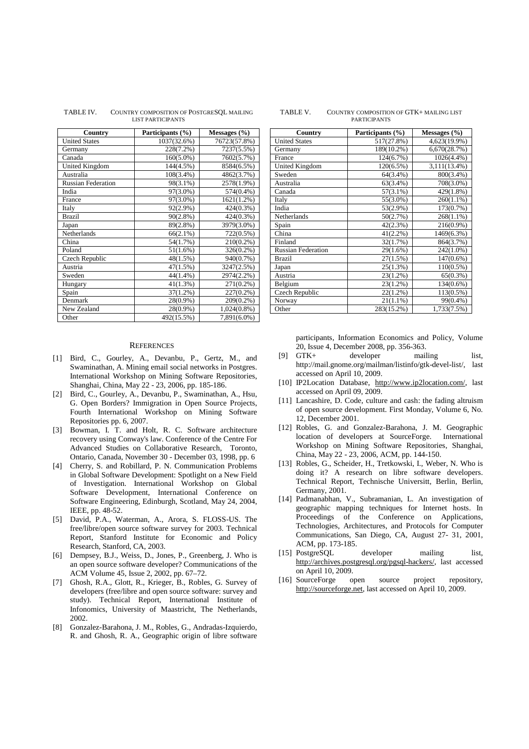TABLE IV. COUNTRY COMPOSITION OF POSTGRESQL MAILING LIST PARTICIPANTS

| Country | Participants (%) | Messages (%) |
|---|---|---|
| United States | 1037(32.6%) | 76723(57.8%) |
| Germany | 228(7.2%) | 7237(5.5%) |
| Canada | 160(5.0%) | 7602(5.7%) |
| United Kingdom | 144(4.5%) | 8584(6.5%) |
| Australia | 108(3.4%) | 4862(3.7%) |
| Russian Federation | 98(3.1%) | 2578(1.9%) |
| India | 97(3.0%) | 574(0.4%) |
| France | 97(3.0%) | 1621(1.2%) |
| Italy | 92(2.9%) | 424(0.3%) |
| Brazil | 90(2.8%) | 424(0.3%) |
| Japan | 89(2.8%) | 3979(3.0%) |
| Netherlands | 66(2.1%) | 722(0.5%) |
| China | 54(1.7%) | 210(0.2%) |
| Poland | 51(1.6%) | 326(0.2%) |
| Czech Republic | 48(1.5%) | 940(0.7%) |
| Austria | 47(1.5%) | 3247(2.5%) |
| Sweden | 44(1.4%) | 2974(2.2%) |
| Hungary | 41(1.3%) | 271(0.2%) |
| Spain | 37(1.2%) | 227(0.2%) |
| Denmark | 28(0.9%) | 209(0.2%) |
| New Zealand | 28(0.9%) | 1,024(0.8%) |
| Other | 492(15.5%) | 7,891(6.0%) |

TABLE V. COUNTRY COMPOSITION OF GTK+ MAILING LIST PARTICIPANTS

| Country | Participants (%) | Messages (%) |
|---|---|---|
| United States | 517(27.8%) | 4,623(19.9%) |
| Germany | 189(10.2%) | 6,670(28.7%) |
| France | 124(6.7%) | 1026(4.4%) |
| United Kingdom | 120(6.5%) | 3,111(13.4%) |
| Sweden | 64(3.4%) | 800(3.4%) |
| Australia | 63(3.4%) | 708(3.0%) |
| Canada | 57(3.1%) | 429(1.8%) |
| Italy | 55(3.0%) | 260(1.1%) |
| India | 53(2.9%) | 173(0.7%) |
| Netherlands | 50(2.7%) | 268(1.1%) |
| Spain | 42(2.3%) | 216(0.9%) |
| China | 41(2.2%) | 1469(6.3%) |
| Finland | 32(1.7%) | 864(3.7%) |
| Russian Federation | 29(1.6%) | 242(1.0%) |
| Brazil | 27(1.5%) | 147(0.6%) |
| Japan | 25(1.3%) | 110(0.5%) |
| Austria | 23(1.2%) | 65(0.3%) |
| Belgium | 23(1.2%) | 134(0.6%) |
| Czech Republic | 22(1.2%) | 113(0.5%) |
| Norway | 21(1.1%) | 99(0.4%) |
| Other | 283(15.2%) | 1,733(7.5%) |

## REFERENCES

[1] Bird, C., Gourley, A., Devanbu, P., Gertz, M., and Swaminathan, A. Mining email social networks in Postgres. International Workshop on Mining Software Repositories, Shanghai, China, May 22 - 23, 2006, pp. 185-186.

[2] Bird, C., Gourley, A., Devanbu, P., Swaminathan, A., Hsu, G. Open Borders? Immigration in Open Source Projects, Fourth International Workshop on Mining Software Repositories pp. 6, 2007.

[3] Bowman, I. T. and Holt, R. C. Software architecture recovery using Conway's law. Conference of the Centre For Advanced Studies on Collaborative Research, Toronto, Ontario, Canada, November 30 - December 03, 1998, pp. 6

[4] Cherry, S. and Robillard, P. N. Communication Problems in Global Software Development: Spotlight on a New Field of Investigation. International Workshop on Global Software Development, International Conference on Software Engineering, Edinburgh, Scotland, May 24, 2004, IEEE, pp. 48-52.

[5] David, P.A., Waterman, A., Arora, S. FLOSS-US. The free/libre/open source software survey for 2003. Technical Report, Stanford Institute for Economic and Policy Research, Stanford, CA, 2003.

[6] Dempsey, B.J., Weiss, D., Jones, P., Greenberg, J. Who is an open source software developer? Communications of the ACM Volume 45, Issue 2, 2002, pp. 67–72.

[7] Ghosh, R.A., Glott, R., Krieger, B., Robles, G. Survey of developers (free/libre and open source software: survey and study). Technical Report, International Institute of Infonomics, University of Maastricht, The Netherlands, 2002.

[8] Gonzalez-Barahona, J. M., Robles, G., Andradas-Izquierdo, R. and Ghosh, R. A., Geographic origin of libre software participants, Information Economics and Policy, Volume 20, Issue 4, December 2008, pp. 356-363.

[9] GTK+ developer mailing list, http://mail.gnome.org/mailman/listinfo/gtk-devel-list/, last accessed on April 10, 2009.

[10] IP2Location Database, http://www.ip2location.com/, last accessed on April 09, 2009.

[11] Lancashire, D. Code, culture and cash: the fading altruism of open source development. First Monday, Volume 6, No. 12, December 2001.

[12] Robles, G. and Gonzalez-Barahona, J. M. Geographic location of developers at SourceForge. International Workshop on Mining Software Repositories, Shanghai, China, May 22 - 23, 2006, ACM, pp. 144-150.

[13] Robles, G., Scheider, H., Tretkowski, I., Weber, N. Who is doing it? A research on libre software developers. Technical Report, Technische Universitt, Berlin, Berlin, Germany, 2001.

[14] Padmanabhan, V., Subramanian, L. An investigation of geographic mapping techniques for Internet hosts. In Proceedings of the Conference on Applications, Technologies, Architectures, and Protocols for Computer Communications, San Diego, CA, August 27- 31, 2001, ACM, pp. 173-185.

[15] PostgreSQL developer mailing list, http://archives.postgresql.org/pgsql-hackers/, last accessed on April 10, 2009.

[16] SourceForge open source project repository, http://sourceforge.net, last accessed on April 10, 2009.